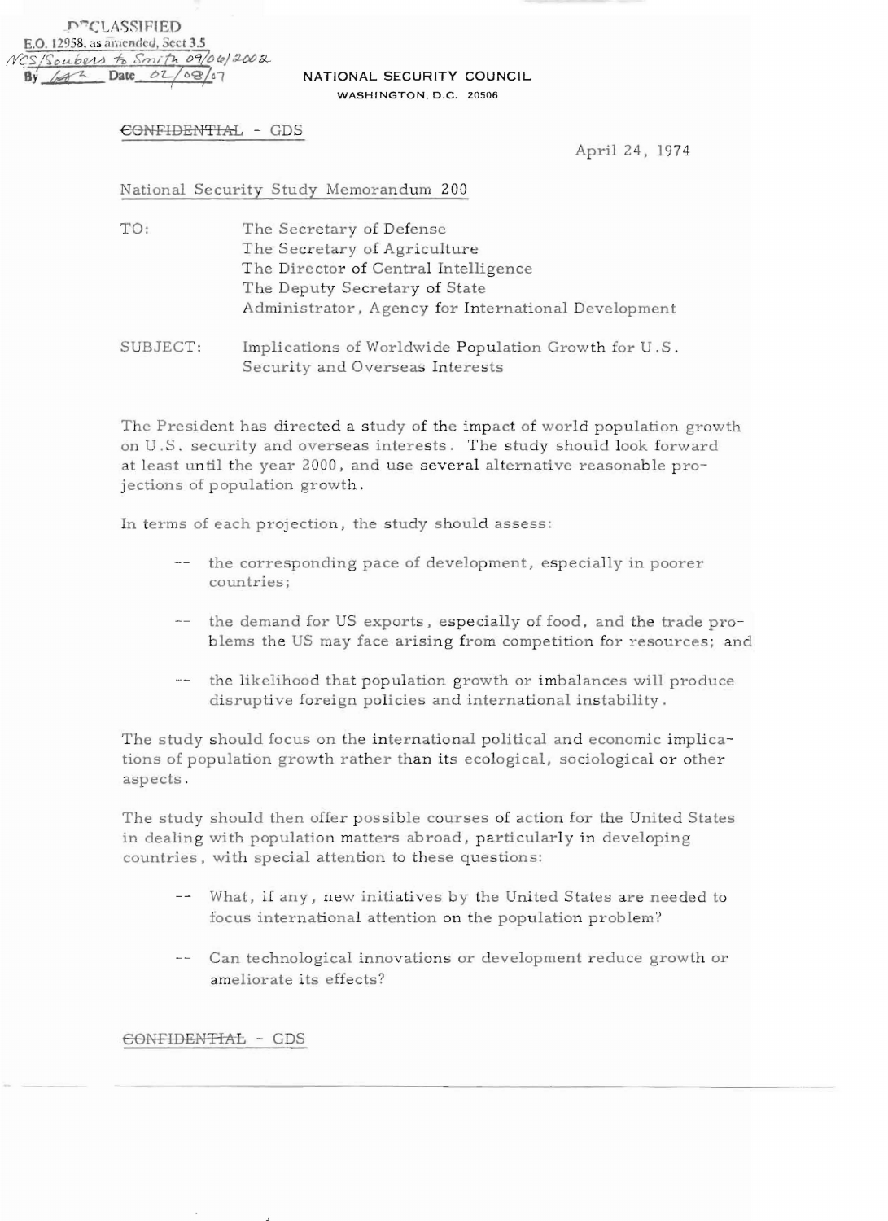DECLASSIFIED
E.O. 12958, as amended, Sect 3.5
NCS/Soubers to Smith 09/06/2002
By [illegible] Date 02/08/07

NATIONAL SECURITY COUNCIL
WASHINGTON, D.C. 20506

~~CONFIDENTIAL~~ - GDS

April 24, 1974

National Security Study Memorandum 200

TO: The Secretary of Defense
The Secretary of Agriculture
The Director of Central Intelligence
The Deputy Secretary of State
Administrator, Agency for International Development

SUBJECT: Implications of Worldwide Population Growth for U.S. Security and Overseas Interests

The President has directed a study of the impact of world population growth on U.S. security and overseas interests. The study should look forward at least until the year 2000, and use several alternative reasonable projections of population growth.

In terms of each projection, the study should assess:

- the corresponding pace of development, especially in poorer countries;
- the demand for US exports, especially of food, and the trade problems the US may face arising from competition for resources; and
- the likelihood that population growth or imbalances will produce disruptive foreign policies and international instability.

The study should focus on the international political and economic implications of population growth rather than its ecological, sociological or other aspects.

The study should then offer possible courses of action for the United States in dealing with population matters abroad, particularly in developing countries, with special attention to these questions:

- What, if any, new initiatives by the United States are needed to focus international attention on the population problem?
- Can technological innovations or development reduce growth or ameliorate its effects?

~~CONFIDENTIAL~~ - GDS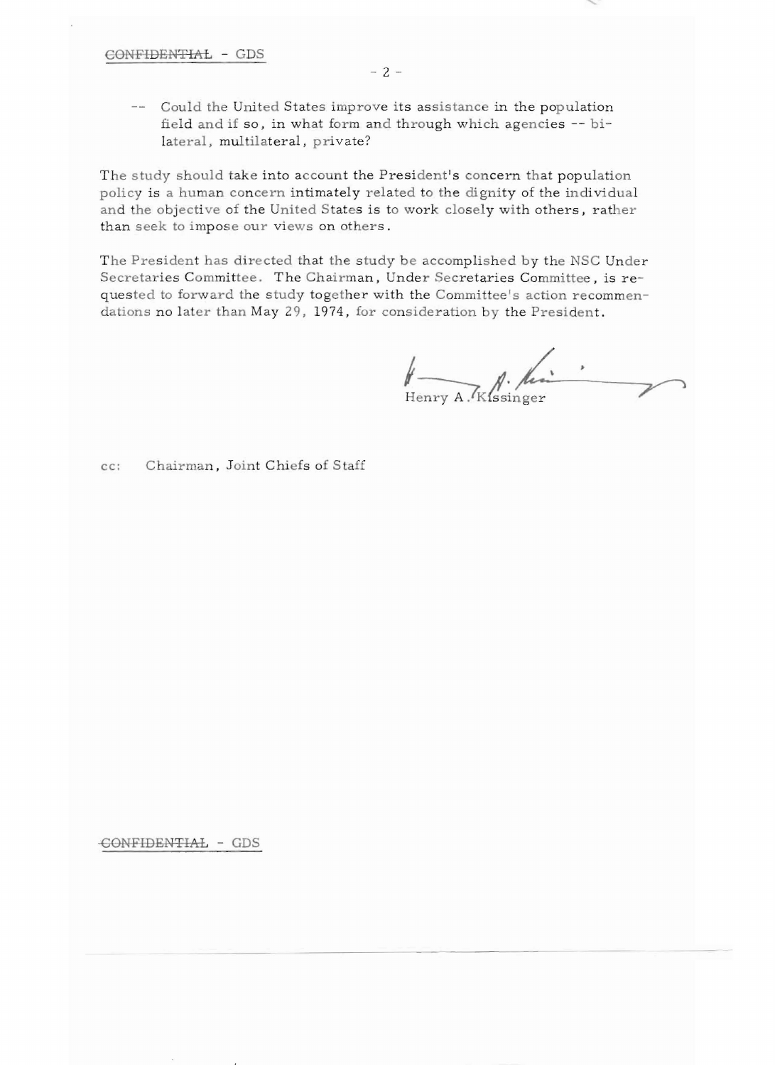CONFIDENTIAL - GDS

-- Could the United States improve its assistance in the population field and if so, in what form and through which agencies -- bilateral, multilateral, private?

The study should take into account the President's concern that population policy is a human concern intimately related to the dignity of the individual and the objective of the United States is to work closely with others, rather than seek to impose our views on others.

The President has directed that the study be accomplished by the NSC Under Secretaries Committee. The Chairman, Under Secretaries Committee, is requested to forward the study together with the Committee's action recommendations no later than May 29, 1974, for consideration by the President.

Henry A. Kissinger

cc: Chairman, Joint Chiefs of Staff

CONFIDENTIAL - GDS